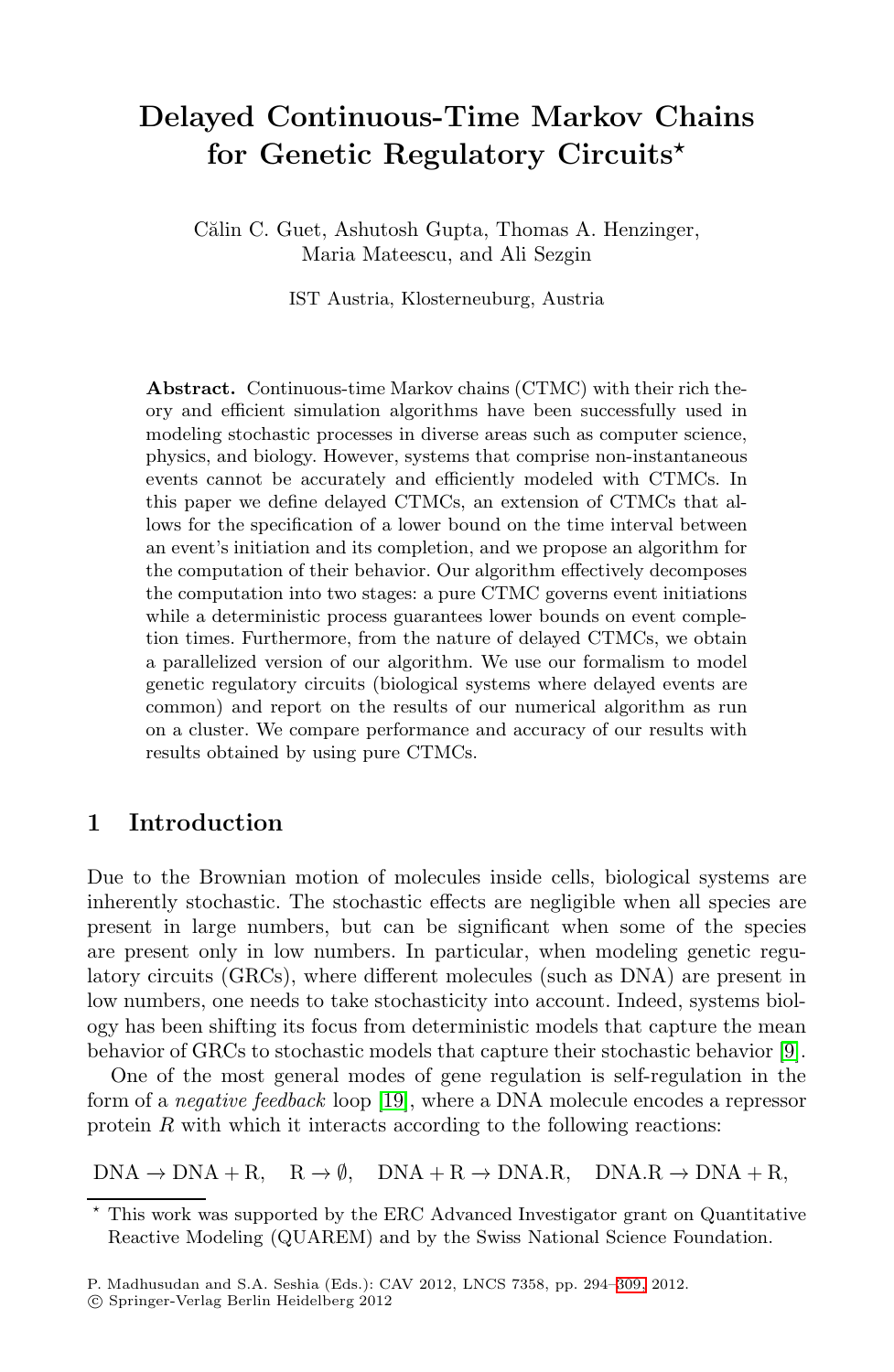# Delayed Continuous-Time Markov Chains for Genetic Regulatory Circuits*

Călin C. Guet, Ashutosh Gupta, Thomas A. Henzinger, Maria Mateescu, and Ali Sezgin

IST Austria, Klosterneuburg, Austria

**Abstract.** Continuous-time Markov chains (CTMC) with their rich theory and efficient simulation algorithms have been successfully used in modeling stochastic processes in diverse areas such as computer science, physics, and biology. However, systems that comprise non-instantaneous events cannot be accurately and efficiently modeled with CTMCs. In this paper we define delayed CTMCs, an extension of CTMCs that allows for the specification of a lower bound on the time interval between an event's initiation and its completion, and we propose an algorithm for the computation of their behavior. Our algorithm effectively decomposes the computation into two stages: a pure CTMC governs event initiations while a deterministic process guarantees lower bounds on event completion times. Furthermore, from the nature of delayed CTMCs, we obtain a parallelized version of our algorithm. We use our formalism to model genetic regulatory circuits (biological systems where delayed events are common) and report on the results of our numerical algorithm as run on a cluster. We compare performance and accuracy of our results with results obtained by using pure CTMCs.

## 1 Introduction

Due to the Brownian motion of molecules inside cells, biological systems are inherently stochastic. The stochastic effects are negligible when all species are present in large numbers, but can be significant when some of the species are present only in low numbers. In particular, when modeling genetic regulatory circuits (GRCs), where different molecules (such as DNA) are present in low numbers, one needs to take stochasticity into account. Indeed, systems biology has been shifting its focus from deterministic models that capture the mean behavior of GRCs to stochastic models that capture their stochastic behavior [9].

One of the most general modes of gene regulation is self-regulation in the form of a *negative feedback* loop [19], where a DNA molecule encodes a repressor protein $R$ with which it interacts according to the following reactions:

$$\mathrm{DNA} \to \mathrm{DNA} + \mathrm{R}, \quad \mathrm{R} \to \emptyset, \quad \mathrm{DNA} + \mathrm{R} \to \mathrm{DNA.R}, \quad \mathrm{DNA.R} \to \mathrm{DNA} + \mathrm{R},$$

* This work was supported by the ERC Advanced Investigator grant on Quantitative Reactive Modeling (QUAREM) and by the Swiss National Science Foundation.

P. Madhusudan and S.A. Seshia (Eds.): CAV 2012, LNCS 7358, pp. 294–309, 2012.
© Springer-Verlag Berlin Heidelberg 2012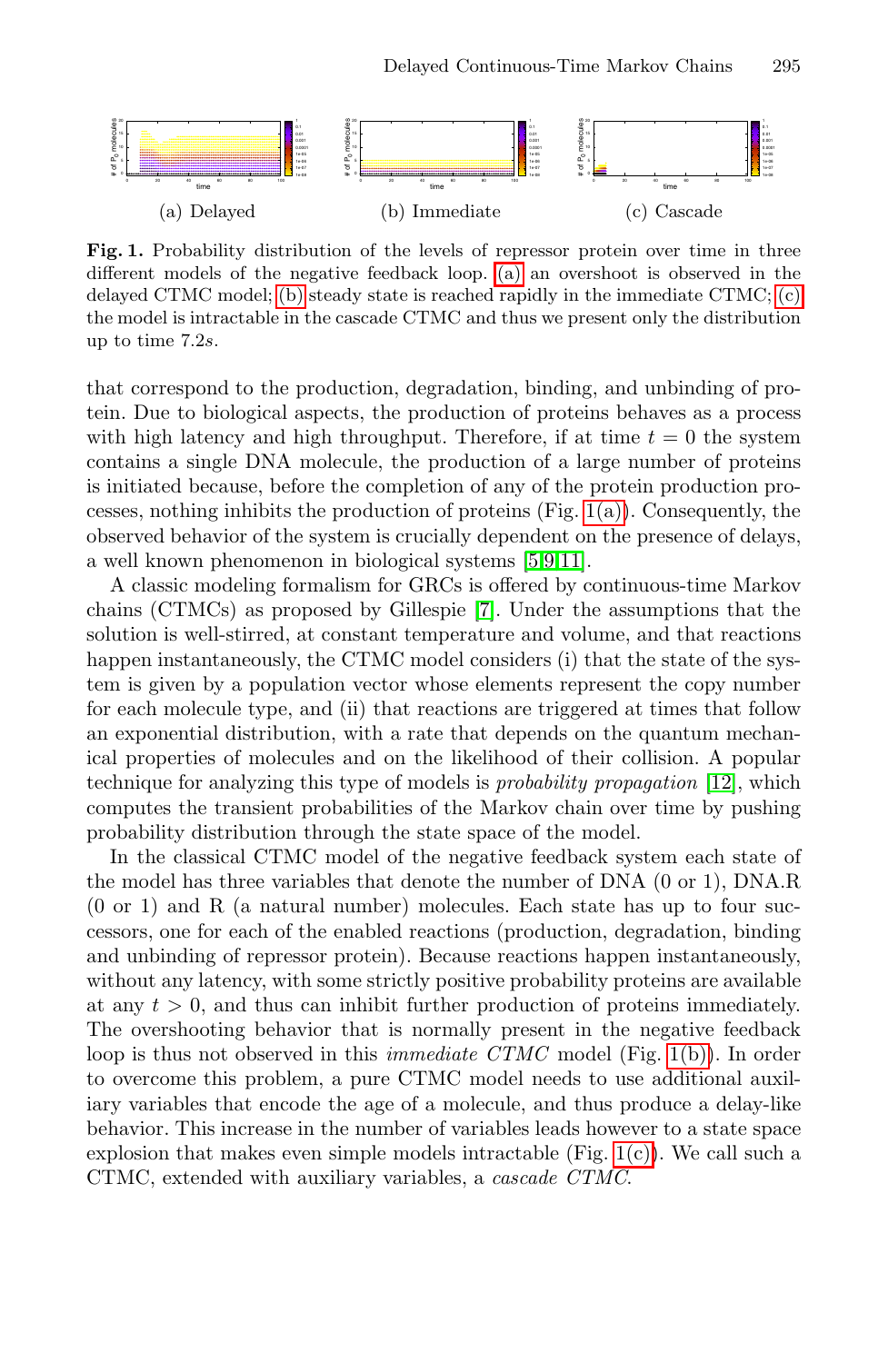(a) Delayed (b) Immediate (c) Cascade

**Fig. 1.** Probability distribution of the levels of repressor protein over time in three different models of the negative feedback loop. (a) an overshoot is observed in the delayed CTMC model; (b) steady state is reached rapidly in the immediate CTMC; (c) the model is intractable in the cascade CTMC and thus we present only the distribution up to time $7.2s$.

that correspond to the production, degradation, binding, and unbinding of protein. Due to biological aspects, the production of proteins behaves as a process with high latency and high throughput. Therefore, if at time $t = 0$ the system contains a single DNA molecule, the production of a large number of proteins is initiated because, before the completion of any of the protein production processes, nothing inhibits the production of proteins (Fig. 1(a)). Consequently, the observed behavior of the system is crucially dependent on the presence of delays, a well known phenomenon in biological systems [5,9,11].

A classic modeling formalism for GRCs is offered by continuous-time Markov chains (CTMCs) as proposed by Gillespie [7]. Under the assumptions that the solution is well-stirred, at constant temperature and volume, and that reactions happen instantaneously, the CTMC model considers (i) that the state of the system is given by a population vector whose elements represent the copy number for each molecule type, and (ii) that reactions are triggered at times that follow an exponential distribution, with a rate that depends on the quantum mechanical properties of molecules and on the likelihood of their collision. A popular technique for analyzing this type of models is *probability propagation* [12], which computes the transient probabilities of the Markov chain over time by pushing probability distribution through the state space of the model.

In the classical CTMC model of the negative feedback system each state of the model has three variables that denote the number of DNA (0 or 1), DNA.R (0 or 1) and R (a natural number) molecules. Each state has up to four successors, one for each of the enabled reactions (production, degradation, binding and unbinding of repressor protein). Because reactions happen instantaneously, without any latency, with some strictly positive probability proteins are available at any $t > 0$, and thus can inhibit further production of proteins immediately. The overshooting behavior that is normally present in the negative feedback loop is thus not observed in this *immediate CTMC* model (Fig. 1(b)). In order to overcome this problem, a pure CTMC model needs to use additional auxiliary variables that encode the age of a molecule, and thus produce a delay-like behavior. This increase in the number of variables leads however to a state space explosion that makes even simple models intractable (Fig. 1(c)). We call such a CTMC, extended with auxiliary variables, a *cascade CTMC*.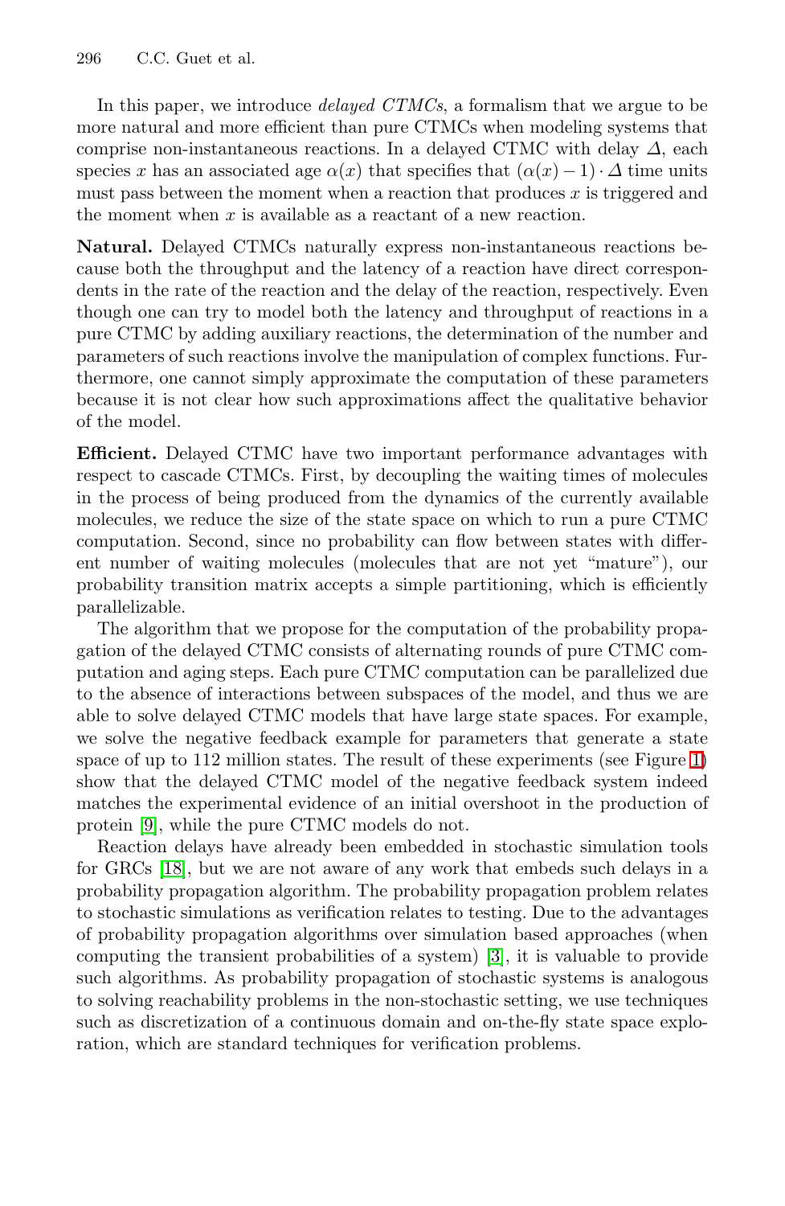In this paper, we introduce *delayed CTMCs*, a formalism that we argue to be more natural and more efficient than pure CTMCs when modeling systems that comprise non-instantaneous reactions. In a delayed CTMC with delay $\Delta$, each species $x$ has an associated age $\alpha(x)$ that specifies that $(\alpha(x)-1)\cdot\Delta$ time units must pass between the moment when a reaction that produces $x$ is triggered and the moment when $x$ is available as a reactant of a new reaction.

**Natural.** Delayed CTMCs naturally express non-instantaneous reactions because both the throughput and the latency of a reaction have direct correspondents in the rate of the reaction and the delay of the reaction, respectively. Even though one can try to model both the latency and throughput of reactions in a pure CTMC by adding auxiliary reactions, the determination of the number and parameters of such reactions involve the manipulation of complex functions. Furthermore, one cannot simply approximate the computation of these parameters because it is not clear how such approximations affect the qualitative behavior of the model.

**Efficient.** Delayed CTMC have two important performance advantages with respect to cascade CTMCs. First, by decoupling the waiting times of molecules in the process of being produced from the dynamics of the currently available molecules, we reduce the size of the state space on which to run a pure CTMC computation. Second, since no probability can flow between states with different number of waiting molecules (molecules that are not yet "mature"), our probability transition matrix accepts a simple partitioning, which is efficiently parallelizable.

The algorithm that we propose for the computation of the probability propagation of the delayed CTMC consists of alternating rounds of pure CTMC computation and aging steps. Each pure CTMC computation can be parallelized due to the absence of interactions between subspaces of the model, and thus we are able to solve delayed CTMC models that have large state spaces. For example, we solve the negative feedback example for parameters that generate a state space of up to 112 million states. The result of these experiments (see Figure 1) show that the delayed CTMC model of the negative feedback system indeed matches the experimental evidence of an initial overshoot in the production of protein [9], while the pure CTMC models do not.

Reaction delays have already been embedded in stochastic simulation tools for GRCs [18], but we are not aware of any work that embeds such delays in a probability propagation algorithm. The probability propagation problem relates to stochastic simulations as verification relates to testing. Due to the advantages of probability propagation algorithms over simulation based approaches (when computing the transient probabilities of a system) [3], it is valuable to provide such algorithms. As probability propagation of stochastic systems is analogous to solving reachability problems in the non-stochastic setting, we use techniques such as discretization of a continuous domain and on-the-fly state space exploration, which are standard techniques for verification problems.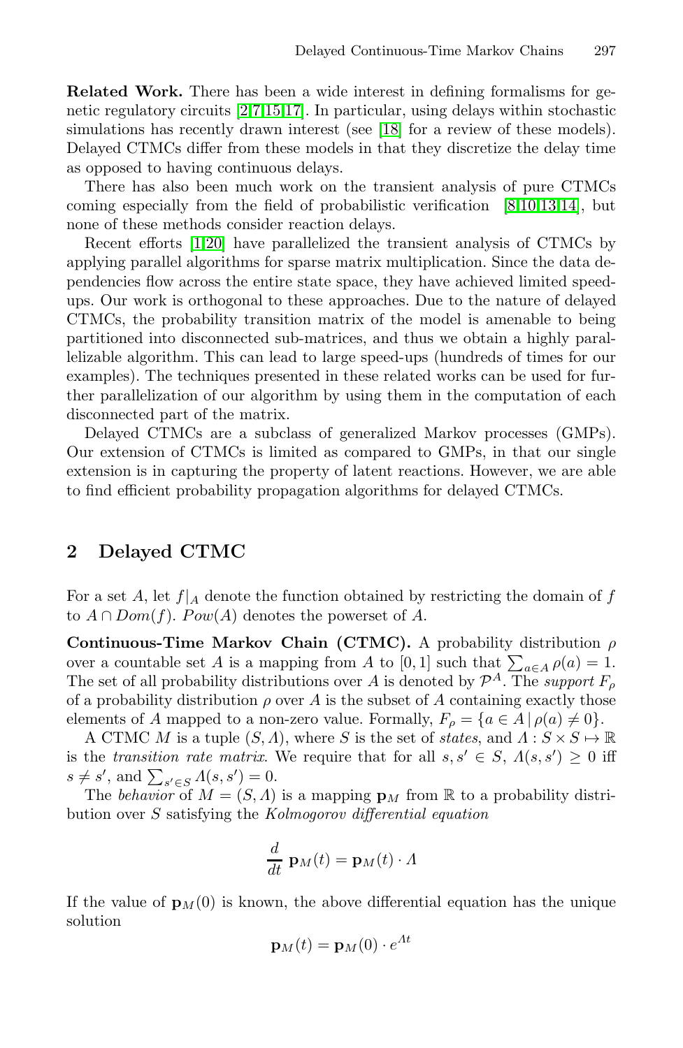**Related Work.** There has been a wide interest in defining formalisms for genetic regulatory circuits [2,7,15,17]. In particular, using delays within stochastic simulations has recently drawn interest (see [18] for a review of these models). Delayed CTMCs differ from these models in that they discretize the delay time as opposed to having continuous delays.

There has also been much work on the transient analysis of pure CTMCs coming especially from the field of probabilistic verification [8,10,13,14], but none of these methods consider reaction delays.

Recent efforts [1,20] have parallelized the transient analysis of CTMCs by applying parallel algorithms for sparse matrix multiplication. Since the data dependencies flow across the entire state space, they have achieved limited speed-ups. Our work is orthogonal to these approaches. Due to the nature of delayed CTMCs, the probability transition matrix of the model is amenable to being partitioned into disconnected sub-matrices, and thus we obtain a highly parallelizable algorithm. This can lead to large speed-ups (hundreds of times for our examples). The techniques presented in these related works can be used for further parallelization of our algorithm by using them in the computation of each disconnected part of the matrix.

Delayed CTMCs are a subclass of generalized Markov processes (GMPs). Our extension of CTMCs is limited as compared to GMPs, in that our single extension is in capturing the property of latent reactions. However, we are able to find efficient probability propagation algorithms for delayed CTMCs.

## 2 Delayed CTMC

For a set $A$, let $f|_A$ denote the function obtained by restricting the domain of $f$ to $A \cap Dom(f)$. $Pow(A)$ denotes the powerset of $A$.

**Continuous-Time Markov Chain (CTMC).** A probability distribution $\rho$ over a countable set $A$ is a mapping from $A$ to $[0,1]$ such that $\sum_{a \in A} \rho(a) = 1$. The set of all probability distributions over $A$ is denoted by $\mathcal{P}^A$. The *support* $F_\rho$ of a probability distribution $\rho$ over $A$ is the subset of $A$ containing exactly those elements of $A$ mapped to a non-zero value. Formally, $F_\rho = \{a \in A \,|\, \rho(a) \neq 0\}$.

A CTMC $M$ is a tuple $(S, \Lambda)$, where $S$ is the set of *states*, and $\Lambda : S \times S \mapsto \mathbb{R}$ is the *transition rate matrix*. We require that for all $s, s' \in S$, $\Lambda(s, s') \geq 0$ iff $s \neq s'$, and $\sum_{s' \in S} \Lambda(s, s') = 0$.

The *behavior* of $M = (S, \Lambda)$ is a mapping $\mathbf{p}_M$ from $\mathbb{R}$ to a probability distribution over $S$ satisfying the *Kolmogorov differential equation*

$$\frac{d}{dt}\, \mathbf{p}_M(t) = \mathbf{p}_M(t) \cdot \Lambda$$

If the value of $\mathbf{p}_M(0)$ is known, the above differential equation has the unique solution

$$\mathbf{p}_M(t) = \mathbf{p}_M(0) \cdot e^{\Lambda t}$$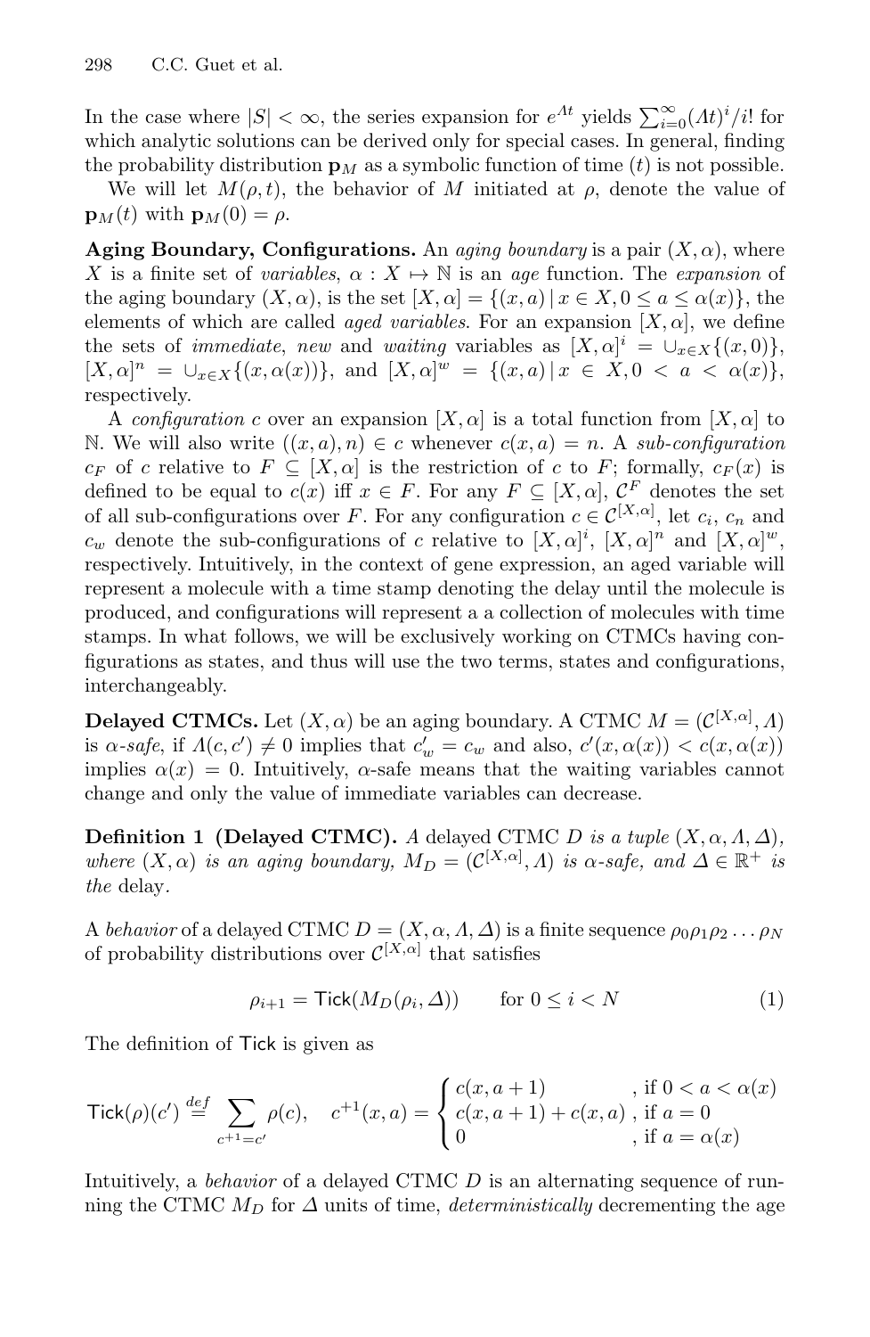In the case where $|S| < \infty$, the series expansion for $e^{\Lambda t}$ yields $\sum_{i=0}^{\infty} (\Lambda t)^i / i!$ for which analytic solutions can be derived only for special cases. In general, finding the probability distribution $\mathbf{p}_M$ as a symbolic function of time ($t$) is not possible.

We will let $M(\rho, t)$, the behavior of $M$ initiated at $\rho$, denote the value of $\mathbf{p}_M(t)$ with $\mathbf{p}_M(0) = \rho$.

**Aging Boundary, Configurations.** An *aging boundary* is a pair $(X, \alpha)$, where $X$ is a finite set of *variables*, $\alpha : X \mapsto \mathbb{N}$ is an *age* function. The *expansion* of the aging boundary $(X, \alpha)$, is the set $[X, \alpha] = \{(x, a) \mid x \in X, 0 \leq a \leq \alpha(x)\}$, the elements of which are called *aged variables*. For an expansion $[X, \alpha]$, we define the sets of *immediate*, *new* and *waiting* variables as $[X, \alpha]^i = \cup_{x \in X} \{(x, 0)\}$, $[X, \alpha]^n = \cup_{x \in X} \{(x, \alpha(x))\}$, and $[X, \alpha]^w = \{(x, a) \mid x \in X, 0 < a < \alpha(x)\}$, respectively.

A *configuration* $c$ over an expansion $[X, \alpha]$ is a total function from $[X, \alpha]$ to $\mathbb{N}$. We will also write $((x, a), n) \in c$ whenever $c(x, a) = n$. A *sub-configuration* $c_F$ of $c$ relative to $F \subseteq [X, \alpha]$ is the restriction of $c$ to $F$; formally, $c_F(x)$ is defined to be equal to $c(x)$ iff $x \in F$. For any $F \subseteq [X, \alpha]$, $\mathcal{C}^F$ denotes the set of all sub-configurations over $F$. For any configuration $c \in \mathcal{C}^{[X, \alpha]}$, let $c_i$, $c_n$ and $c_w$ denote the sub-configurations of $c$ relative to $[X, \alpha]^i$, $[X, \alpha]^n$ and $[X, \alpha]^w$, respectively. Intuitively, in the context of gene expression, an aged variable will represent a molecule with a time stamp denoting the delay until the molecule is produced, and configurations will represent a a collection of molecules with time stamps. In what follows, we will be exclusively working on CTMCs having configurations as states, and thus will use the two terms, states and configurations, interchangeably.

**Delayed CTMCs.** Let $(X, \alpha)$ be an aging boundary. A CTMC $M = (\mathcal{C}^{[X, \alpha]}, \Lambda)$ is $\alpha$-*safe*, if $\Lambda(c, c') \neq 0$ implies that $c'_w = c_w$ and also, $c'(x, \alpha(x)) < c(x, \alpha(x))$ implies $\alpha(x) = 0$. Intuitively, $\alpha$-safe means that the waiting variables cannot change and only the value of immediate variables can decrease.

**Definition 1 (Delayed CTMC).** *A* delayed CTMC *$D$ is a tuple $(X, \alpha, \Lambda, \Delta)$, where $(X, \alpha)$ is an aging boundary, $M_D = (\mathcal{C}^{[X, \alpha]}, \Lambda)$ is $\alpha$-safe, and $\Delta \in \mathbb{R}^+$ is the* delay.

A *behavior* of a delayed CTMC $D = (X, \alpha, \Lambda, \Delta)$ is a finite sequence $\rho_0 \rho_1 \rho_2 \ldots \rho_N$ of probability distributions over $\mathcal{C}^{[X, \alpha]}$ that satisfies

$$\rho_{i+1} = \mathsf{Tick}(M_D(\rho_i, \Delta)) \qquad \text{for } 0 \leq i < N \tag{1}$$

The definition of $\mathsf{Tick}$ is given as

$$\mathsf{Tick}(\rho)(c') \stackrel{def}{=} \sum_{c^{+1} = c'} \rho(c), \quad c^{+1}(x, a) = \begin{cases} c(x, a+1) & \text{, if } 0 < a < \alpha(x) \\ c(x, a+1) + c(x, a) & \text{, if } a = 0 \\ 0 & \text{, if } a = \alpha(x) \end{cases}$$

Intuitively, a *behavior* of a delayed CTMC $D$ is an alternating sequence of running the CTMC $M_D$ for $\Delta$ units of time, *deterministically* decrementing the age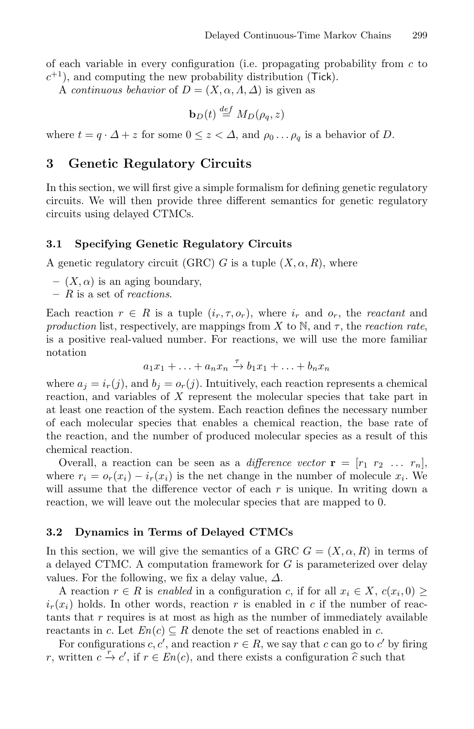of each variable in every configuration (i.e. propagating probability from $c$ to $c^{+1}$), and computing the new probability distribution (Tick).

A *continuous behavior* of $D = (X, \alpha, \Lambda, \Delta)$ is given as

$$\mathbf{b}_D(t) \stackrel{def}{=} M_D(\rho_q, z)$$

where $t = q \cdot \Delta + z$ for some $0 \leq z < \Delta$, and $\rho_0 \ldots \rho_q$ is a behavior of $D$.

## 3 Genetic Regulatory Circuits

In this section, we will first give a simple formalism for defining genetic regulatory circuits. We will then provide three different semantics for genetic regulatory circuits using delayed CTMCs.

### 3.1 Specifying Genetic Regulatory Circuits

A genetic regulatory circuit (GRC) $G$ is a tuple $(X, \alpha, R)$, where

- $(X, \alpha)$ is an aging boundary,
- $R$ is a set of *reactions*.

Each reaction $r \in R$ is a tuple $(i_r, \tau, o_r)$, where $i_r$ and $o_r$, the *reactant* and *production* list, respectively, are mappings from $X$ to $\mathbb{N}$, and $\tau$, the *reaction rate*, is a positive real-valued number. For reactions, we will use the more familiar notation

$$a_1 x_1 + \ldots + a_n x_n \xrightarrow{\tau} b_1 x_1 + \ldots + b_n x_n$$

where $a_j = i_r(j)$, and $b_j = o_r(j)$. Intuitively, each reaction represents a chemical reaction, and variables of $X$ represent the molecular species that take part in at least one reaction of the system. Each reaction defines the necessary number of each molecular species that enables a chemical reaction, the base rate of the reaction, and the number of produced molecular species as a result of this chemical reaction.

Overall, a reaction can be seen as a *difference vector* $\mathbf{r} = [r_1 \; r_2 \; \ldots \; r_n]$, where $r_i = o_r(x_i) - i_r(x_i)$ is the net change in the number of molecule $x_i$. We will assume that the difference vector of each $r$ is unique. In writing down a reaction, we will leave out the molecular species that are mapped to 0.

### 3.2 Dynamics in Terms of Delayed CTMCs

In this section, we will give the semantics of a GRC $G = (X, \alpha, R)$ in terms of a delayed CTMC. A computation framework for $G$ is parameterized over delay values. For the following, we fix a delay value, $\Delta$.

A reaction $r \in R$ is *enabled* in a configuration $c$, if for all $x_i \in X$, $c(x_i, 0) \geq i_r(x_i)$ holds. In other words, reaction $r$ is enabled in $c$ if the number of reactants that $r$ requires is at most as high as the number of immediately available reactants in $c$. Let $En(c) \subseteq R$ denote the set of reactions enabled in $c$.

For configurations $c, c'$, and reaction $r \in R$, we say that $c$ can go to $c'$ by firing $r$, written $c \xrightarrow{r} c'$, if $r \in En(c)$, and there exists a configuration $\widehat{c}$ such that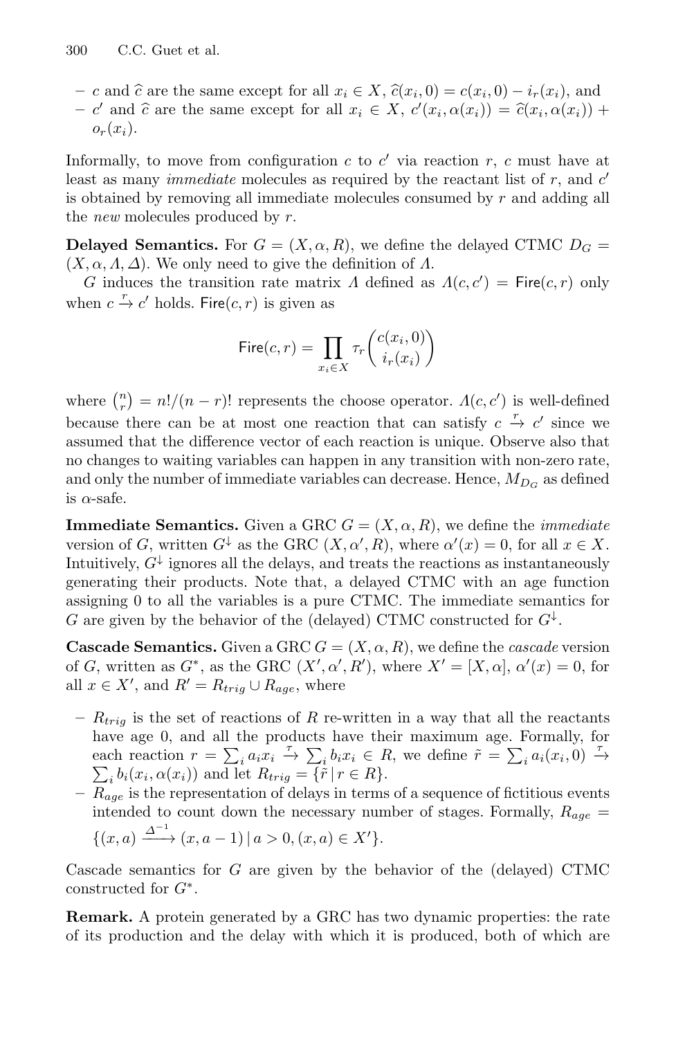- $c$ and $\widehat{c}$ are the same except for all $x_i \in X$, $\widehat{c}(x_i, 0) = c(x_i, 0) - i_r(x_i)$, and
- $c'$ and $\widehat{c}$ are the same except for all $x_i \in X$, $c'(x_i, \alpha(x_i)) = \widehat{c}(x_i, \alpha(x_i)) + o_r(x_i)$.

Informally, to move from configuration $c$ to $c'$ via reaction $r$, $c$ must have at least as many *immediate* molecules as required by the reactant list of $r$, and $c'$ is obtained by removing all immediate molecules consumed by $r$ and adding all the *new* molecules produced by $r$.

**Delayed Semantics.** For $G = (X, \alpha, R)$, we define the delayed CTMC $D_G = (X, \alpha, \Lambda, \Delta)$. We only need to give the definition of $\Lambda$.

$G$ induces the transition rate matrix $\Lambda$ defined as $\Lambda(c, c') = \mathsf{Fire}(c, r)$ only when $c \xrightarrow{r} c'$ holds. $\mathsf{Fire}(c, r)$ is given as

$$\mathsf{Fire}(c, r) = \prod_{x_i \in X} \tau_r \binom{c(x_i, 0)}{i_r(x_i)}$$

where $\binom{n}{r} = n!/(n-r)!$ represents the choose operator. $\Lambda(c, c')$ is well-defined because there can be at most one reaction that can satisfy $c \xrightarrow{r} c'$ since we assumed that the difference vector of each reaction is unique. Observe also that no changes to waiting variables can happen in any transition with non-zero rate, and only the number of immediate variables can decrease. Hence, $M_{D_G}$ as defined is $\alpha$-safe.

**Immediate Semantics.** Given a GRC $G = (X, \alpha, R)$, we define the *immediate* version of $G$, written $G^{\downarrow}$ as the GRC $(X, \alpha', R)$, where $\alpha'(x) = 0$, for all $x \in X$. Intuitively, $G^{\downarrow}$ ignores all the delays, and treats the reactions as instantaneously generating their products. Note that, a delayed CTMC with an age function assigning 0 to all the variables is a pure CTMC. The immediate semantics for $G$ are given by the behavior of the (delayed) CTMC constructed for $G^{\downarrow}$.

**Cascade Semantics.** Given a GRC $G = (X, \alpha, R)$, we define the *cascade* version of $G$, written as $G^*$, as the GRC $(X', \alpha', R')$, where $X' = [X, \alpha]$, $\alpha'(x) = 0$, for all $x \in X'$, and $R' = R_{trig} \cup R_{age}$, where

- $R_{trig}$ is the set of reactions of $R$ re-written in a way that all the reactants have age 0, and all the products have their maximum age. Formally, for each reaction $r = \sum_i a_i x_i \xrightarrow{\tau} \sum_i b_i x_i \in R$, we define $\tilde{r} = \sum_i a_i (x_i, 0) \xrightarrow{\tau} \sum_i b_i (x_i, \alpha(x_i))$ and let $R_{trig} = \{\tilde{r} \,|\, r \in R\}$.
- $R_{age}$ is the representation of delays in terms of a sequence of fictitious events intended to count down the necessary number of stages. Formally, $R_{age} = \{(x, a) \xrightarrow{\Delta^{-1}} (x, a-1) \,|\, a > 0, (x, a) \in X'\}$.

Cascade semantics for $G$ are given by the behavior of the (delayed) CTMC constructed for $G^*$.

**Remark.** A protein generated by a GRC has two dynamic properties: the rate of its production and the delay with which it is produced, both of which are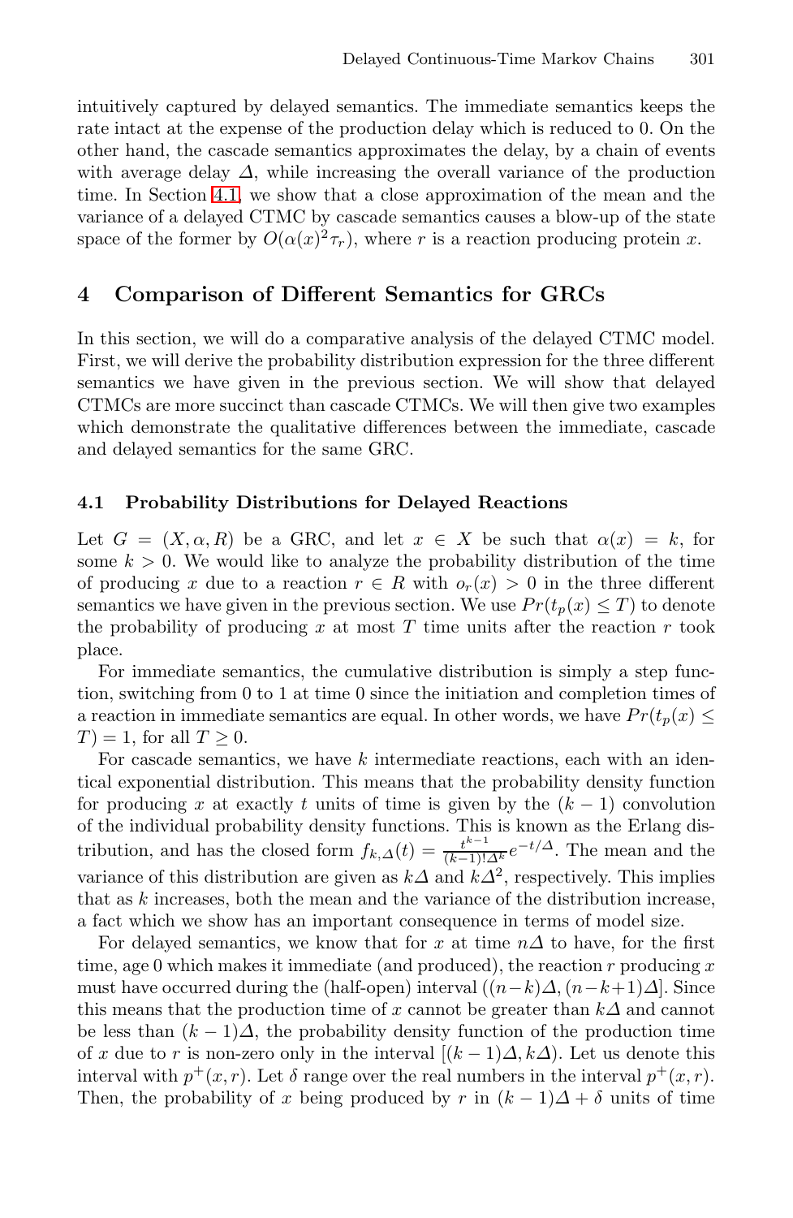intuitively captured by delayed semantics. The immediate semantics keeps the rate intact at the expense of the production delay which is reduced to 0. On the other hand, the cascade semantics approximates the delay, by a chain of events with average delay $\Delta$, while increasing the overall variance of the production time. In Section 4.1, we show that a close approximation of the mean and the variance of a delayed CTMC by cascade semantics causes a blow-up of the state space of the former by $O(\alpha(x)^2\tau_r)$, where $r$ is a reaction producing protein $x$.

## 4 Comparison of Different Semantics for GRCs

In this section, we will do a comparative analysis of the delayed CTMC model. First, we will derive the probability distribution expression for the three different semantics we have given in the previous section. We will show that delayed CTMCs are more succinct than cascade CTMCs. We will then give two examples which demonstrate the qualitative differences between the immediate, cascade and delayed semantics for the same GRC.

### 4.1 Probability Distributions for Delayed Reactions

Let $G = (X, \alpha, R)$ be a GRC, and let $x \in X$ be such that $\alpha(x) = k$, for some $k > 0$. We would like to analyze the probability distribution of the time of producing $x$ due to a reaction $r \in R$ with $o_r(x) > 0$ in the three different semantics we have given in the previous section. We use $Pr(t_p(x) \leq T)$ to denote the probability of producing $x$ at most $T$ time units after the reaction $r$ took place.

For immediate semantics, the cumulative distribution is simply a step function, switching from 0 to 1 at time 0 since the initiation and completion times of a reaction in immediate semantics are equal. In other words, we have $Pr(t_p(x) \leq T) = 1$, for all $T \geq 0$.

For cascade semantics, we have $k$ intermediate reactions, each with an identical exponential distribution. This means that the probability density function for producing $x$ at exactly $t$ units of time is given by the $(k-1)$ convolution of the individual probability density functions. This is known as the Erlang distribution, and has the closed form $f_{k,\Delta}(t) = \frac{t^{k-1}}{(k-1)!\Delta^k}e^{-t/\Delta}$. The mean and the variance of this distribution are given as $k\Delta$ and $k\Delta^2$, respectively. This implies that as $k$ increases, both the mean and the variance of the distribution increase, a fact which we show has an important consequence in terms of model size.

For delayed semantics, we know that for $x$ at time $n\Delta$ to have, for the first time, age 0 which makes it immediate (and produced), the reaction $r$ producing $x$ must have occurred during the (half-open) interval $((n-k)\Delta, (n-k+1)\Delta]$. Since this means that the production time of $x$ cannot be greater than $k\Delta$ and cannot be less than $(k-1)\Delta$, the probability density function of the production time of $x$ due to $r$ is non-zero only in the interval $[(k-1)\Delta, k\Delta)$. Let us denote this interval with $p^+(x, r)$. Let $\delta$ range over the real numbers in the interval $p^+(x, r)$. Then, the probability of $x$ being produced by $r$ in $(k-1)\Delta + \delta$ units of time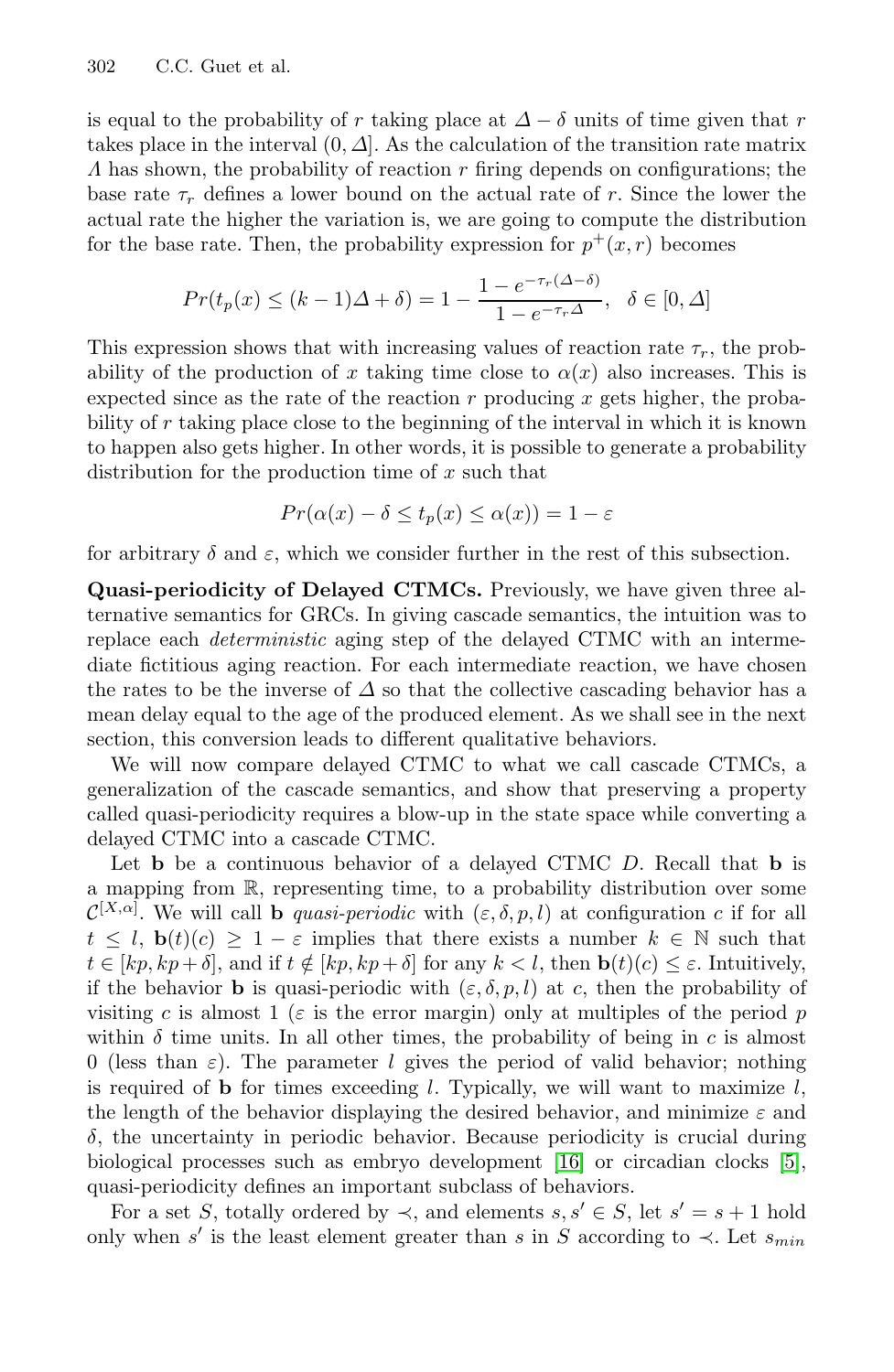is equal to the probability of $r$ taking place at $\Delta - \delta$ units of time given that $r$ takes place in the interval $(0, \Delta]$. As the calculation of the transition rate matrix $\Lambda$ has shown, the probability of reaction $r$ firing depends on configurations; the base rate $\tau_r$ defines a lower bound on the actual rate of $r$. Since the lower the actual rate the higher the variation is, we are going to compute the distribution for the base rate. Then, the probability expression for $p^+(x, r)$ becomes

$$Pr(t_p(x) \leq (k-1)\Delta + \delta) = 1 - \frac{1 - e^{-\tau_r(\Delta - \delta)}}{1 - e^{-\tau_r \Delta}}, \quad \delta \in [0, \Delta]$$

This expression shows that with increasing values of reaction rate $\tau_r$, the probability of the production of $x$ taking time close to $\alpha(x)$ also increases. This is expected since as the rate of the reaction $r$ producing $x$ gets higher, the probability of $r$ taking place close to the beginning of the interval in which it is known to happen also gets higher. In other words, it is possible to generate a probability distribution for the production time of $x$ such that

$$Pr(\alpha(x) - \delta \leq t_p(x) \leq \alpha(x)) = 1 - \varepsilon$$

for arbitrary $\delta$ and $\varepsilon$, which we consider further in the rest of this subsection.

**Quasi-periodicity of Delayed CTMCs.** Previously, we have given three alternative semantics for GRCs. In giving cascade semantics, the intuition was to replace each *deterministic* aging step of the delayed CTMC with an intermediate fictitious aging reaction. For each intermediate reaction, we have chosen the rates to be the inverse of $\Delta$ so that the collective cascading behavior has a mean delay equal to the age of the produced element. As we shall see in the next section, this conversion leads to different qualitative behaviors.

We will now compare delayed CTMC to what we call cascade CTMCs, a generalization of the cascade semantics, and show that preserving a property called quasi-periodicity requires a blow-up in the state space while converting a delayed CTMC into a cascade CTMC.

Let $\mathbf{b}$ be a continuous behavior of a delayed CTMC $D$. Recall that $\mathbf{b}$ is a mapping from $\mathbb{R}$, representing time, to a probability distribution over some $\mathcal{C}^{[X,\alpha]}$. We will call $\mathbf{b}$ *quasi-periodic* with $(\varepsilon, \delta, p, l)$ at configuration $c$ if for all $t \leq l$, $\mathbf{b}(t)(c) \geq 1 - \varepsilon$ implies that there exists a number $k \in \mathbb{N}$ such that $t \in [kp, kp + \delta]$, and if $t \notin [kp, kp + \delta]$ for any $k < l$, then $\mathbf{b}(t)(c) \leq \varepsilon$. Intuitively, if the behavior $\mathbf{b}$ is quasi-periodic with $(\varepsilon, \delta, p, l)$ at $c$, then the probability of visiting $c$ is almost 1 ($\varepsilon$ is the error margin) only at multiples of the period $p$ within $\delta$ time units. In all other times, the probability of being in $c$ is almost 0 (less than $\varepsilon$). The parameter $l$ gives the period of valid behavior; nothing is required of $\mathbf{b}$ for times exceeding $l$. Typically, we will want to maximize $l$, the length of the behavior displaying the desired behavior, and minimize $\varepsilon$ and $\delta$, the uncertainty in periodic behavior. Because periodicity is crucial during biological processes such as embryo development [16] or circadian clocks [5], quasi-periodicity defines an important subclass of behaviors.

For a set $S$, totally ordered by $\prec$, and elements $s, s' \in S$, let $s' = s + 1$ hold only when $s'$ is the least element greater than $s$ in $S$ according to $\prec$. Let $s_{min}$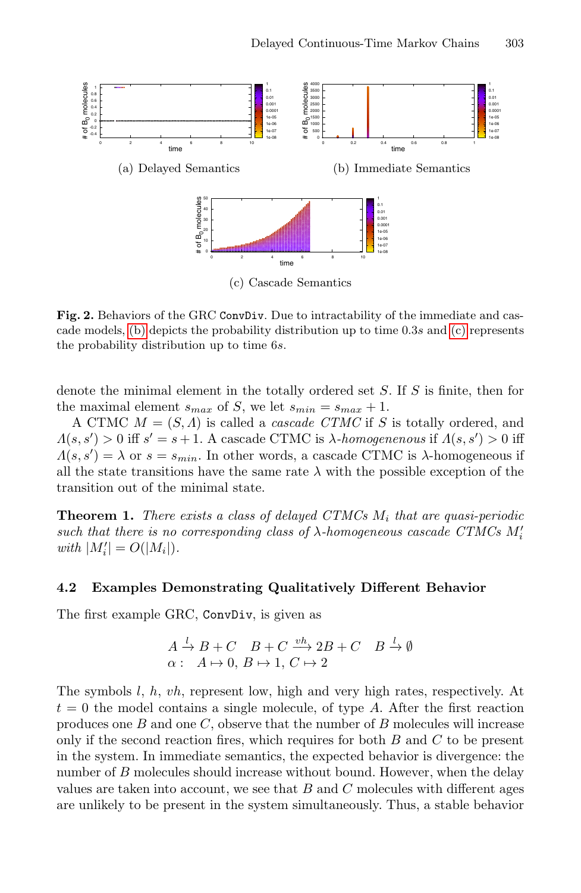(a) Delayed Semantics

(b) Immediate Semantics

(c) Cascade Semantics

**Fig. 2.** Behaviors of the GRC ConvDiv. Due to intractability of the immediate and cascade models, (b) depicts the probability distribution up to time $0.3s$ and (c) represents the probability distribution up to time $6s$.

denote the minimal element in the totally ordered set $S$. If $S$ is finite, then for the maximal element $s_{max}$ of $S$, we let $s_{min} = s_{max} + 1$.

A CTMC $M = (S, \Lambda)$ is called a *cascade CTMC* if $S$ is totally ordered, and $\Lambda(s, s') > 0$ iff $s' = s + 1$. A cascade CTMC is $\lambda$-*homogenenous* if $\Lambda(s, s') > 0$ iff $\Lambda(s, s') = \lambda$ or $s = s_{min}$. In other words, a cascade CTMC is $\lambda$-homogeneous if all the state transitions have the same rate $\lambda$ with the possible exception of the transition out of the minimal state.

**Theorem 1.** *There exists a class of delayed CTMCs $M_i$ that are quasi-periodic such that there is no corresponding class of $\lambda$-homogeneous cascade CTMCs $M'_i$ with $|M'_i| = O(|M_i|)$.*

### 4.2 Examples Demonstrating Qualitatively Different Behavior

The first example GRC, ConvDiv, is given as

$$A \xrightarrow{l} B + C \quad B + C \xrightarrow{vh} 2B + C \quad B \xrightarrow{l} \emptyset$$
$$\alpha : \quad A \mapsto 0,\ B \mapsto 1,\ C \mapsto 2$$

The symbols $l$, $h$, $vh$, represent low, high and very high rates, respectively. At $t = 0$ the model contains a single molecule, of type $A$. After the first reaction produces one $B$ and one $C$, observe that the number of $B$ molecules will increase only if the second reaction fires, which requires for both $B$ and $C$ to be present in the system. In immediate semantics, the expected behavior is divergence: the number of $B$ molecules should increase without bound. However, when the delay values are taken into account, we see that $B$ and $C$ molecules with different ages are unlikely to be present in the system simultaneously. Thus, a stable behavior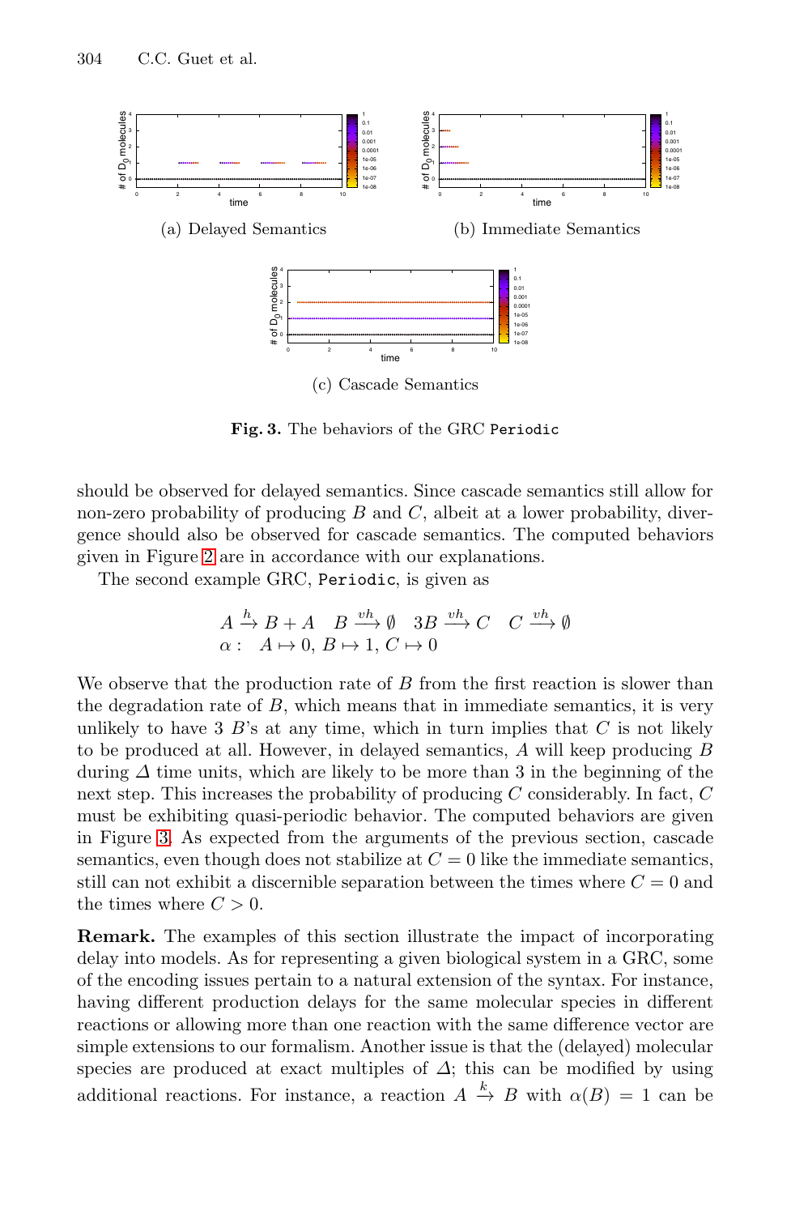(a) Delayed Semantics

(b) Immediate Semantics

(c) Cascade Semantics

**Fig. 3.** The behaviors of the GRC `Periodic`

should be observed for delayed semantics. Since cascade semantics still allow for non-zero probability of producing $B$ and $C$, albeit at a lower probability, divergence should also be observed for cascade semantics. The computed behaviors given in Figure 2 are in accordance with our explanations.

The second example GRC, `Periodic`, is given as

$$A \xrightarrow{h} B + A \quad B \xrightarrow{vh} \emptyset \quad 3B \xrightarrow{vh} C \quad C \xrightarrow{vh} \emptyset$$
$$\alpha : \quad A \mapsto 0,\ B \mapsto 1,\ C \mapsto 0$$

We observe that the production rate of $B$ from the first reaction is slower than the degradation rate of $B$, which means that in immediate semantics, it is very unlikely to have 3 $B$'s at any time, which in turn implies that $C$ is not likely to be produced at all. However, in delayed semantics, $A$ will keep producing $B$ during $\Delta$ time units, which are likely to be more than 3 in the beginning of the next step. This increases the probability of producing $C$ considerably. In fact, $C$ must be exhibiting quasi-periodic behavior. The computed behaviors are given in Figure 3. As expected from the arguments of the previous section, cascade semantics, even though does not stabilize at $C = 0$ like the immediate semantics, still can not exhibit a discernible separation between the times where $C = 0$ and the times where $C > 0$.

**Remark.** The examples of this section illustrate the impact of incorporating delay into models. As for representing a given biological system in a GRC, some of the encoding issues pertain to a natural extension of the syntax. For instance, having different production delays for the same molecular species in different reactions or allowing more than one reaction with the same difference vector are simple extensions to our formalism. Another issue is that the (delayed) molecular species are produced at exact multiples of $\Delta$; this can be modified by using additional reactions. For instance, a reaction $A \xrightarrow{k} B$ with $\alpha(B) = 1$ can be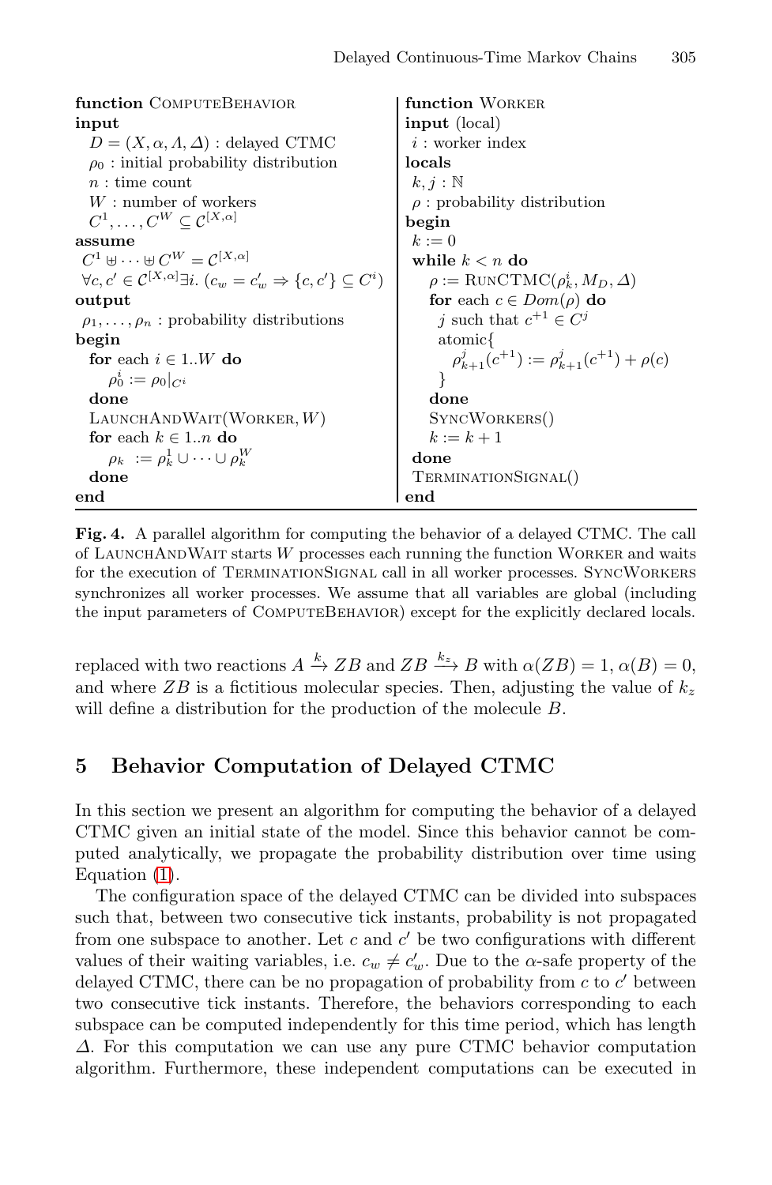```
function ComputeBehavior
input
  D = (X, α, Λ, Δ) : delayed CTMC
  ρ_0 : initial probability distribution
  n : time count
  W : number of workers
  C^1, ..., C^W ⊆ C^[X,α]
assume
  C^1 ⊎ ··· ⊎ C^W = C^[X,α]
  ∀c, c' ∈ C^[X,α] ∃i. (c_w = c'_w ⇒ {c, c'} ⊆ C^i)
output
  ρ_1, ..., ρ_n : probability distributions
begin
  for each i ∈ 1..W do
    ρ_0^i := ρ_0|_{C^i}
  done
  LaunchAndWait(Worker, W)
  for each k ∈ 1..n do
    ρ_k := ρ_k^1 ∪ ··· ∪ ρ_k^W
  done
end
```

```
function Worker
input (local)
  i : worker index
locals
  k, j : ℕ
  ρ : probability distribution
begin
  k := 0
  while k < n do
    ρ := RunCTMC(ρ_k^i, M_D, Δ)
    for each c ∈ Dom(ρ) do
      j such that c^{+1} ∈ C^j
      atomic{
        ρ_{k+1}^j(c^{+1}) := ρ_{k+1}^j(c^{+1}) + ρ(c)
      }
    done
    SyncWorkers()
    k := k + 1
  done
  TerminationSignal()
end
```

**Fig. 4.** A parallel algorithm for computing the behavior of a delayed CTMC. The call of LaunchAndWait starts $W$ processes each running the function Worker and waits for the execution of TerminationSignal call in all worker processes. SyncWorkers synchronizes all worker processes. We assume that all variables are global (including the input parameters of ComputeBehavior) except for the explicitly declared locals.

replaced with two reactions $A \xrightarrow{k} ZB$ and $ZB \xrightarrow{k_z} B$ with $\alpha(ZB) = 1$, $\alpha(B) = 0$, and where $ZB$ is a fictitious molecular species. Then, adjusting the value of $k_z$ will define a distribution for the production of the molecule $B$.

## 5 Behavior Computation of Delayed CTMC

In this section we present an algorithm for computing the behavior of a delayed CTMC given an initial state of the model. Since this behavior cannot be computed analytically, we propagate the probability distribution over time using Equation (1).

The configuration space of the delayed CTMC can be divided into subspaces such that, between two consecutive tick instants, probability is not propagated from one subspace to another. Let $c$ and $c'$ be two configurations with different values of their waiting variables, i.e. $c_w \neq c'_w$. Due to the $\alpha$-safe property of the delayed CTMC, there can be no propagation of probability from $c$ to $c'$ between two consecutive tick instants. Therefore, the behaviors corresponding to each subspace can be computed independently for this time period, which has length $\Delta$. For this computation we can use any pure CTMC behavior computation algorithm. Furthermore, these independent computations can be executed in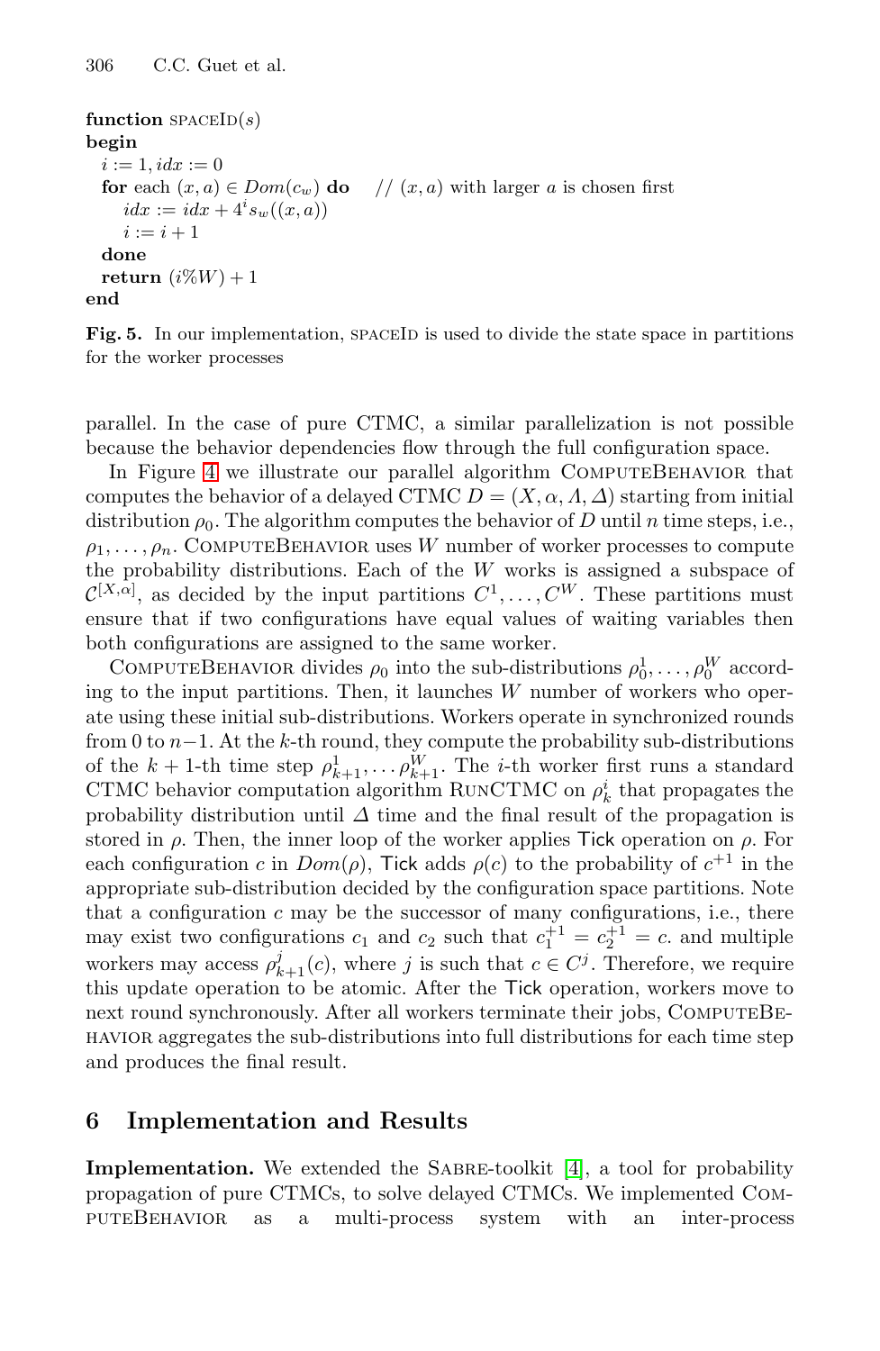```
function SPACEID(s)
begin
  i := 1, idx := 0
  for each (x, a) ∈ Dom(c_w) do    // (x, a) with larger a is chosen first
    idx := idx + 4^i s_w((x, a))
    i := i + 1
  done
  return (i%W) + 1
end
```

**Fig. 5.** In our implementation, SPACEID is used to divide the state space in partitions for the worker processes

parallel. In the case of pure CTMC, a similar parallelization is not possible because the behavior dependencies flow through the full configuration space.

In Figure 4 we illustrate our parallel algorithm COMPUTEBEHAVIOR that computes the behavior of a delayed CTMC $D = (X, \alpha, \Lambda, \Delta)$ starting from initial distribution $\rho_0$. The algorithm computes the behavior of $D$ until $n$ time steps, i.e., $\rho_1, \dots, \rho_n$. COMPUTEBEHAVIOR uses $W$ number of worker processes to compute the probability distributions. Each of the $W$ works is assigned a subspace of $\mathcal{C}^{[X,\alpha]}$, as decided by the input partitions $C^1, \dots, C^W$. These partitions must ensure that if two configurations have equal values of waiting variables then both configurations are assigned to the same worker.

COMPUTEBEHAVIOR divides $\rho_0$ into the sub-distributions $\rho_0^1, \dots, \rho_0^W$ according to the input partitions. Then, it launches $W$ number of workers who operate using these initial sub-distributions. Workers operate in synchronized rounds from 0 to $n-1$. At the $k$-th round, they compute the probability sub-distributions of the $k+1$-th time step $\rho_{k+1}^1, \dots \rho_{k+1}^W$. The $i$-th worker first runs a standard CTMC behavior computation algorithm RUNCTMC on $\rho_k^i$ that propagates the probability distribution until $\Delta$ time and the final result of the propagation is stored in $\rho$. Then, the inner loop of the worker applies Tick operation on $\rho$. For each configuration $c$ in $Dom(\rho)$, Tick adds $\rho(c)$ to the probability of $c^{+1}$ in the appropriate sub-distribution decided by the configuration space partitions. Note that a configuration $c$ may be the successor of many configurations, i.e., there may exist two configurations $c_1$ and $c_2$ such that $c_1^{+1} = c_2^{+1} = c$. and multiple workers may access $\rho_{k+1}^j(c)$, where $j$ is such that $c \in C^j$. Therefore, we require this update operation to be atomic. After the Tick operation, workers move to next round synchronously. After all workers terminate their jobs, COMPUTEBEHAVIOR aggregates the sub-distributions into full distributions for each time step and produces the final result.

## 6 Implementation and Results

**Implementation.** We extended the SABRE-toolkit [4], a tool for probability propagation of pure CTMCs, to solve delayed CTMCs. We implemented COMPUTEBEHAVIOR as a multi-process system with an inter-process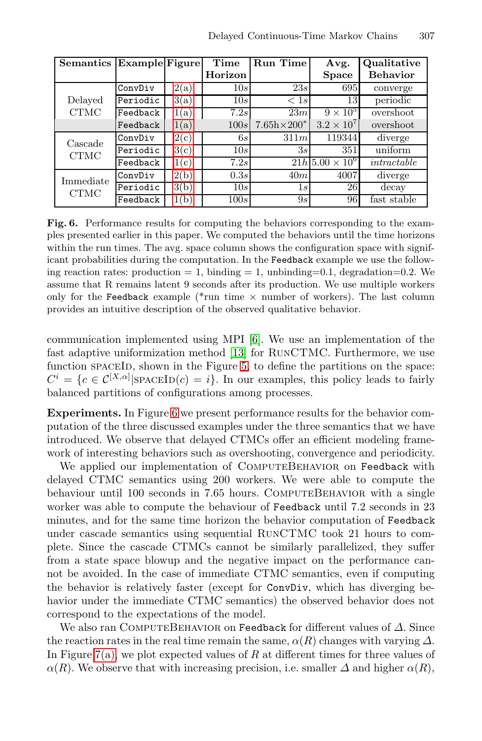| Semantics | Example | Figure | Time Horizon | Run Time | Avg. Space | Qualitative Behavior |
|---|---|---|---|---|---|---|
| Delayed CTMC | ConvDiv | 2(a) | $10s$ | $23s$ | 695 | converge |
| | Periodic | 3(a) | $10s$ | $< 1s$ | 13 | periodic |
| | Feedback | 1(a) | $7.2s$ | $23m$ | $9 \times 10^5$ | overshoot |
| | Feedback | 1(a) | $100s$ | $7.65\text{h} \times 200^*$ | $3.2 \times 10^7$ | overshoot |
| Cascade CTMC | ConvDiv | 2(c) | $6s$ | $311m$ | 119344 | diverge |
| | Periodic | 3(c) | $10s$ | $3s$ | 351 | uniform |
| | Feedback | 1(c) | $7.2s$ | $21h$ | $5.00 \times 10^6$ | *intractable* |
| Immediate CTMC | ConvDiv | 2(b) | $0.3s$ | $40m$ | 4007 | diverge |
| | Periodic | 3(b) | $10s$ | $1s$ | 26 | decay |
| | Feedback | 1(b) | $100s$ | $9s$ | 96 | fast stable |

**Fig. 6.** Performance results for computing the behaviors corresponding to the examples presented earlier in this paper. We computed the behaviors until the time horizons within the run times. The avg. space column shows the configuration space with significant probabilities during the computation. In the Feedback example we use the following reaction rates: production = 1, binding = 1, unbinding=0.1, degradation=0.2. We assume that R remains latent 9 seconds after its production. We use multiple workers only for the Feedback example (*run time × number of workers). The last column provides an intuitive description of the observed qualitative behavior.

communication implemented using MPI [6]. We use an implementation of the fast adaptive uniformization method [13] for RunCTMC. Furthermore, we use function spaceId, shown in the Figure 5, to define the partitions on the space: $C^i = \{c \in \mathcal{C}^{[X,\alpha]} | \text{SPACEID}(c) = i\}$. In our examples, this policy leads to fairly balanced partitions of configurations among processes.

**Experiments.** In Figure 6 we present performance results for the behavior computation of the three discussed examples under the three semantics that we have introduced. We observe that delayed CTMCs offer an efficient modeling framework of interesting behaviors such as overshooting, convergence and periodicity.

We applied our implementation of ComputeBehavior on Feedback with delayed CTMC semantics using 200 workers. We were able to compute the behaviour until 100 seconds in 7.65 hours. ComputeBehavior with a single worker was able to compute the behaviour of Feedback until 7.2 seconds in 23 minutes, and for the same time horizon the behavior computation of Feedback under cascade semantics using sequential RunCTMC took 21 hours to complete. Since the cascade CTMCs cannot be similarly parallelized, they suffer from a state space blowup and the negative impact on the performance cannot be avoided. In the case of immediate CTMC semantics, even if computing the behavior is relatively faster (except for ConvDiv, which has diverging behavior under the immediate CTMC semantics) the observed behavior does not correspond to the expectations of the model.

We also ran ComputeBehavior on Feedback for different values of $\Delta$. Since the reaction rates in the real time remain the same, $\alpha(R)$ changes with varying $\Delta$. In Figure 7(a), we plot expected values of $R$ at different times for three values of $\alpha(R)$. We observe that with increasing precision, i.e. smaller $\Delta$ and higher $\alpha(R)$,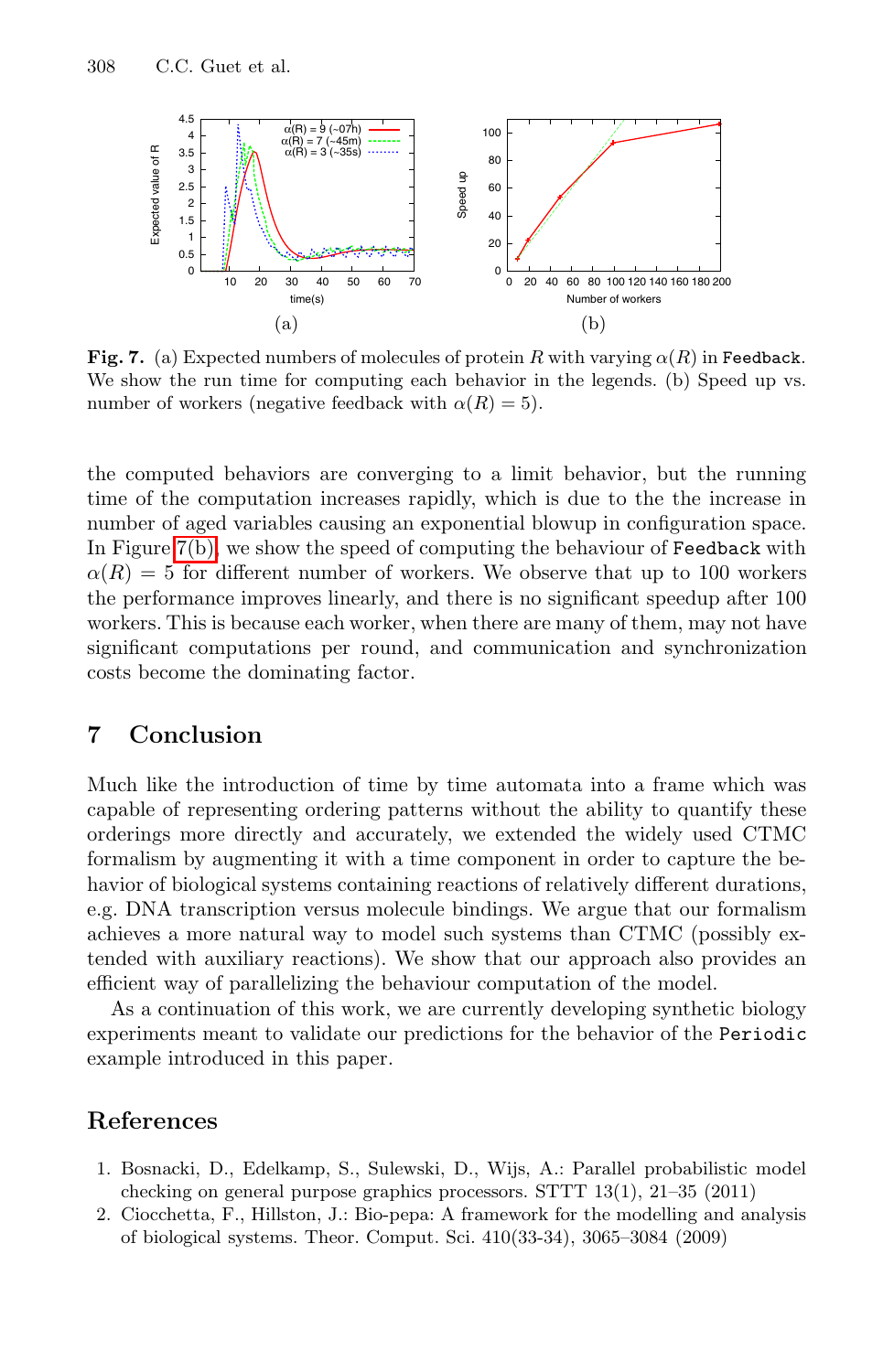**Fig. 7.** (a) Expected numbers of molecules of protein $R$ with varying $\alpha(R)$ in `Feedback`. We show the run time for computing each behavior in the legends. (b) Speed up vs. number of workers (negative feedback with $\alpha(R) = 5$).

the computed behaviors are converging to a limit behavior, but the running time of the computation increases rapidly, which is due to the the increase in number of aged variables causing an exponential blowup in configuration space. In Figure 7(b), we show the speed of computing the behaviour of `Feedback` with $\alpha(R) = 5$ for different number of workers. We observe that up to 100 workers the performance improves linearly, and there is no significant speedup after 100 workers. This is because each worker, when there are many of them, may not have significant computations per round, and communication and synchronization costs become the dominating factor.

## 7 Conclusion

Much like the introduction of time by time automata into a frame which was capable of representing ordering patterns without the ability to quantify these orderings more directly and accurately, we extended the widely used CTMC formalism by augmenting it with a time component in order to capture the behavior of biological systems containing reactions of relatively different durations, e.g. DNA transcription versus molecule bindings. We argue that our formalism achieves a more natural way to model such systems than CTMC (possibly extended with auxiliary reactions). We show that our approach also provides an efficient way of parallelizing the behaviour computation of the model.

As a continuation of this work, we are currently developing synthetic biology experiments meant to validate our predictions for the behavior of the `Periodic` example introduced in this paper.

## References

1. Bosnacki, D., Edelkamp, S., Sulewski, D., Wijs, A.: Parallel probabilistic model checking on general purpose graphics processors. STTT 13(1), 21–35 (2011)
2. Ciocchetta, F., Hillston, J.: Bio-pepa: A framework for the modelling and analysis of biological systems. Theor. Comput. Sci. 410(33-34), 3065–3084 (2009)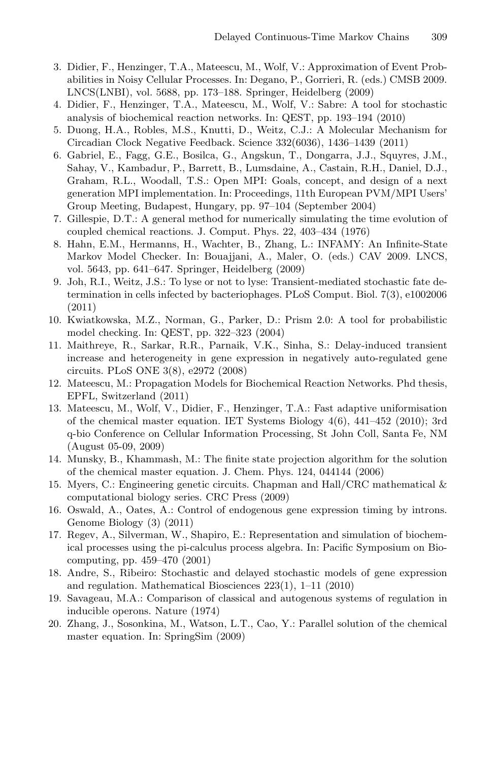3. Didier, F., Henzinger, T.A., Mateescu, M., Wolf, V.: Approximation of Event Probabilities in Noisy Cellular Processes. In: Degano, P., Gorrieri, R. (eds.) CMSB 2009. LNCS(LNBI), vol. 5688, pp. 173–188. Springer, Heidelberg (2009)
4. Didier, F., Henzinger, T.A., Mateescu, M., Wolf, V.: Sabre: A tool for stochastic analysis of biochemical reaction networks. In: QEST, pp. 193–194 (2010)
5. Duong, H.A., Robles, M.S., Knutti, D., Weitz, C.J.: A Molecular Mechanism for Circadian Clock Negative Feedback. Science 332(6036), 1436–1439 (2011)
6. Gabriel, E., Fagg, G.E., Bosilca, G., Angskun, T., Dongarra, J.J., Squyres, J.M., Sahay, V., Kambadur, P., Barrett, B., Lumsdaine, A., Castain, R.H., Daniel, D.J., Graham, R.L., Woodall, T.S.: Open MPI: Goals, concept, and design of a next generation MPI implementation. In: Proceedings, 11th European PVM/MPI Users' Group Meeting, Budapest, Hungary, pp. 97–104 (September 2004)
7. Gillespie, D.T.: A general method for numerically simulating the time evolution of coupled chemical reactions. J. Comput. Phys. 22, 403–434 (1976)
8. Hahn, E.M., Hermanns, H., Wachter, B., Zhang, L.: INFAMY: An Infinite-State Markov Model Checker. In: Bouajjani, A., Maler, O. (eds.) CAV 2009. LNCS, vol. 5643, pp. 641–647. Springer, Heidelberg (2009)
9. Joh, R.I., Weitz, J.S.: To lyse or not to lyse: Transient-mediated stochastic fate determination in cells infected by bacteriophages. PLoS Comput. Biol. 7(3), e1002006 (2011)
10. Kwiatkowska, M.Z., Norman, G., Parker, D.: Prism 2.0: A tool for probabilistic model checking. In: QEST, pp. 322–323 (2004)
11. Maithreye, R., Sarkar, R.R., Parnaik, V.K., Sinha, S.: Delay-induced transient increase and heterogeneity in gene expression in negatively auto-regulated gene circuits. PLoS ONE 3(8), e2972 (2008)
12. Mateescu, M.: Propagation Models for Biochemical Reaction Networks. Phd thesis, EPFL, Switzerland (2011)
13. Mateescu, M., Wolf, V., Didier, F., Henzinger, T.A.: Fast adaptive uniformisation of the chemical master equation. IET Systems Biology 4(6), 441–452 (2010); 3rd q-bio Conference on Cellular Information Processing, St John Coll, Santa Fe, NM (August 05-09, 2009)
14. Munsky, B., Khammash, M.: The finite state projection algorithm for the solution of the chemical master equation. J. Chem. Phys. 124, 044144 (2006)
15. Myers, C.: Engineering genetic circuits. Chapman and Hall/CRC mathematical & computational biology series. CRC Press (2009)
16. Oswald, A., Oates, A.: Control of endogenous gene expression timing by introns. Genome Biology (3) (2011)
17. Regev, A., Silverman, W., Shapiro, E.: Representation and simulation of biochemical processes using the pi-calculus process algebra. In: Pacific Symposium on Biocomputing, pp. 459–470 (2001)
18. Andre, S., Ribeiro: Stochastic and delayed stochastic models of gene expression and regulation. Mathematical Biosciences 223(1), 1–11 (2010)
19. Savageau, M.A.: Comparison of classical and autogenous systems of regulation in inducible operons. Nature (1974)
20. Zhang, J., Sosonkina, M., Watson, L.T., Cao, Y.: Parallel solution of the chemical master equation. In: SpringSim (2009)